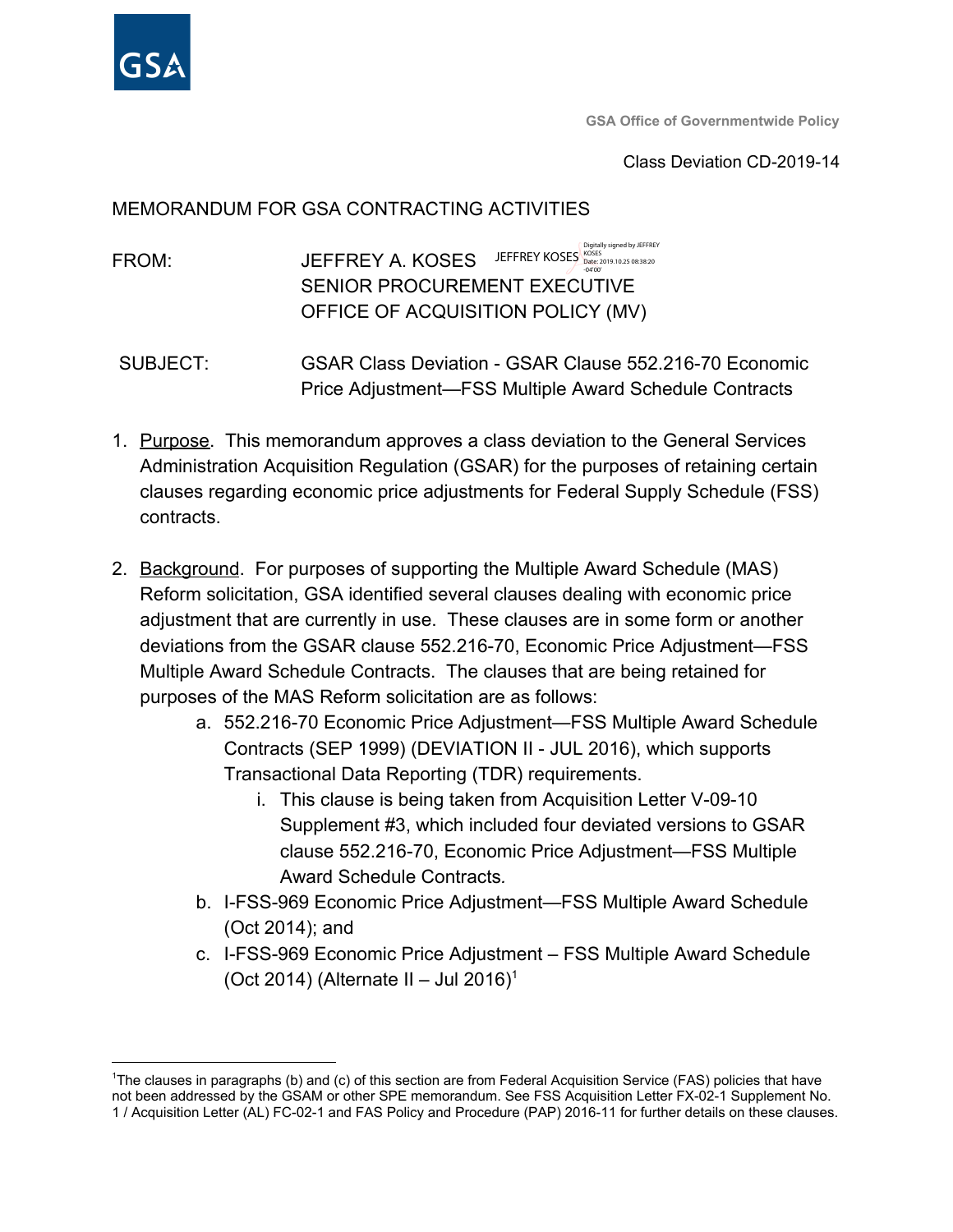GSA

GSA Office of Governmentwide Policy

Class Deviation CD-2019-14

MEMORANDUM FOR GSA CONTRACTING ACTIVITIES

FROM: JEFFREY A. KOSES JEFFREY KOSES Digitally signed by JEFFREY KOSES Date: 2019.10.25 08:38:20 -04'00'
SENIOR PROCUREMENT EXECUTIVE
OFFICE OF ACQUISITION POLICY (MV)

SUBJECT: GSAR Class Deviation - GSAR Clause 552.216-70 Economic Price Adjustment—FSS Multiple Award Schedule Contracts

1. Purpose. This memorandum approves a class deviation to the General Services Administration Acquisition Regulation (GSAR) for the purposes of retaining certain clauses regarding economic price adjustments for Federal Supply Schedule (FSS) contracts.

2. Background. For purposes of supporting the Multiple Award Schedule (MAS) Reform solicitation, GSA identified several clauses dealing with economic price adjustment that are currently in use. These clauses are in some form or another deviations from the GSAR clause 552.216-70, Economic Price Adjustment—FSS Multiple Award Schedule Contracts. The clauses that are being retained for purposes of the MAS Reform solicitation are as follows:
   a. 552.216-70 Economic Price Adjustment—FSS Multiple Award Schedule Contracts (SEP 1999) (DEVIATION II - JUL 2016), which supports Transactional Data Reporting (TDR) requirements.
      i. This clause is being taken from Acquisition Letter V-09-10 Supplement #3, which included four deviated versions to GSAR clause 552.216-70, Economic Price Adjustment—FSS Multiple Award Schedule Contracts.
   b. I-FSS-969 Economic Price Adjustment—FSS Multiple Award Schedule (Oct 2014); and
   c. I-FSS-969 Economic Price Adjustment – FSS Multiple Award Schedule (Oct 2014) (Alternate II – Jul 2016)[1]

[1]The clauses in paragraphs (b) and (c) of this section are from Federal Acquisition Service (FAS) policies that have not been addressed by the GSAM or other SPE memorandum. See FSS Acquisition Letter FX-02-1 Supplement No. 1 / Acquisition Letter (AL) FC-02-1 and FAS Policy and Procedure (PAP) 2016-11 for further details on these clauses.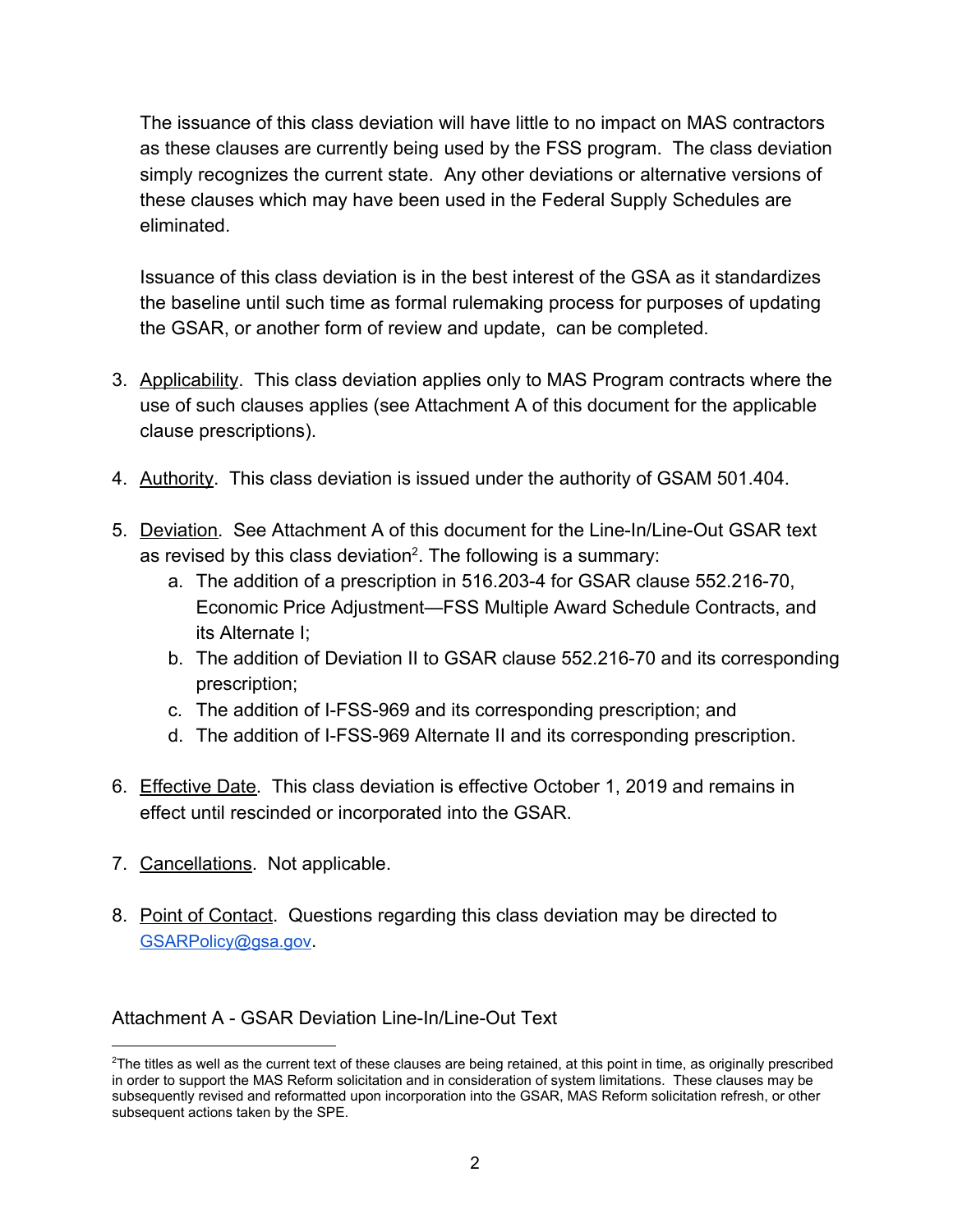The issuance of this class deviation will have little to no impact on MAS contractors as these clauses are currently being used by the FSS program. The class deviation simply recognizes the current state. Any other deviations or alternative versions of these clauses which may have been used in the Federal Supply Schedules are eliminated.

Issuance of this class deviation is in the best interest of the GSA as it standardizes the baseline until such time as formal rulemaking process for purposes of updating the GSAR, or another form of review and update, can be completed.

3. Applicability. This class deviation applies only to MAS Program contracts where the use of such clauses applies (see Attachment A of this document for the applicable clause prescriptions).

4. Authority. This class deviation is issued under the authority of GSAM 501.404.

5. Deviation. See Attachment A of this document for the Line-In/Line-Out GSAR text as revised by this class deviation[2]. The following is a summary:
   a. The addition of a prescription in 516.203-4 for GSAR clause 552.216-70, Economic Price Adjustment—FSS Multiple Award Schedule Contracts, and its Alternate I;
   b. The addition of Deviation II to GSAR clause 552.216-70 and its corresponding prescription;
   c. The addition of I-FSS-969 and its corresponding prescription; and
   d. The addition of I-FSS-969 Alternate II and its corresponding prescription.

6. Effective Date. This class deviation is effective October 1, 2019 and remains in effect until rescinded or incorporated into the GSAR.

7. Cancellations. Not applicable.

8. Point of Contact. Questions regarding this class deviation may be directed to GSARPolicy@gsa.gov.

Attachment A - GSAR Deviation Line-In/Line-Out Text

[2]The titles as well as the current text of these clauses are being retained, at this point in time, as originally prescribed in order to support the MAS Reform solicitation and in consideration of system limitations. These clauses may be subsequently revised and reformatted upon incorporation into the GSAR, MAS Reform solicitation refresh, or other subsequent actions taken by the SPE.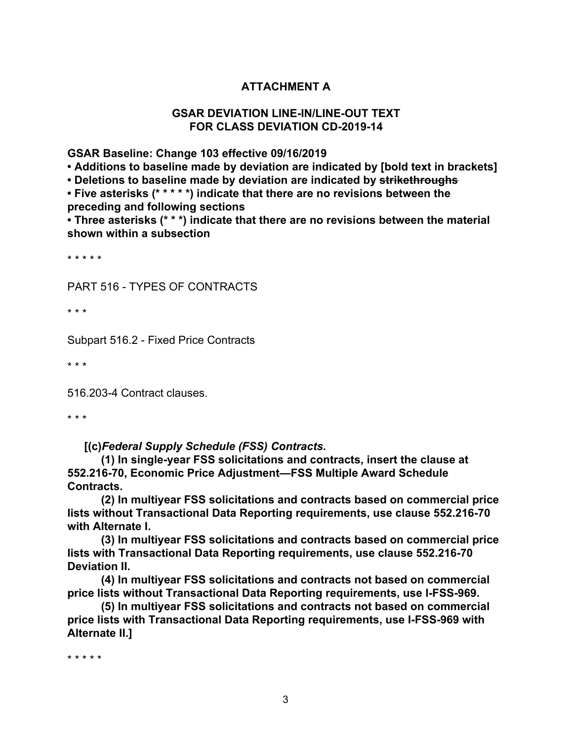## ATTACHMENT A

## GSAR DEVIATION LINE-IN/LINE-OUT TEXT FOR CLASS DEVIATION CD-2019-14

**GSAR Baseline: Change 103 effective 09/16/2019**

- **Additions to baseline made by deviation are indicated by [bold text in brackets]**
- **Deletions to baseline made by deviation are indicated by ~~strikethroughs~~**
- **Five asterisks (* * * * *) indicate that there are no revisions between the preceding and following sections**
- **Three asterisks (* * *) indicate that there are no revisions between the material shown within a subsection**

\* \* \* \* \*

PART 516 - TYPES OF CONTRACTS

\* \* \*

Subpart 516.2 - Fixed Price Contracts

\* \* \*

516.203-4 Contract clauses.

\* \* \*

**[(c)*Federal Supply Schedule (FSS) Contracts.***

**(1) In single-year FSS solicitations and contracts, insert the clause at 552.216-70, Economic Price Adjustment—FSS Multiple Award Schedule Contracts.**

**(2) In multiyear FSS solicitations and contracts based on commercial price lists without Transactional Data Reporting requirements, use clause 552.216-70 with Alternate I.**

**(3) In multiyear FSS solicitations and contracts based on commercial price lists with Transactional Data Reporting requirements, use clause 552.216-70 Deviation II.**

**(4) In multiyear FSS solicitations and contracts not based on commercial price lists without Transactional Data Reporting requirements, use I-FSS-969.**

**(5) In multiyear FSS solicitations and contracts not based on commercial price lists with Transactional Data Reporting requirements, use I-FSS-969 with Alternate II.]**

\* \* \* \* \*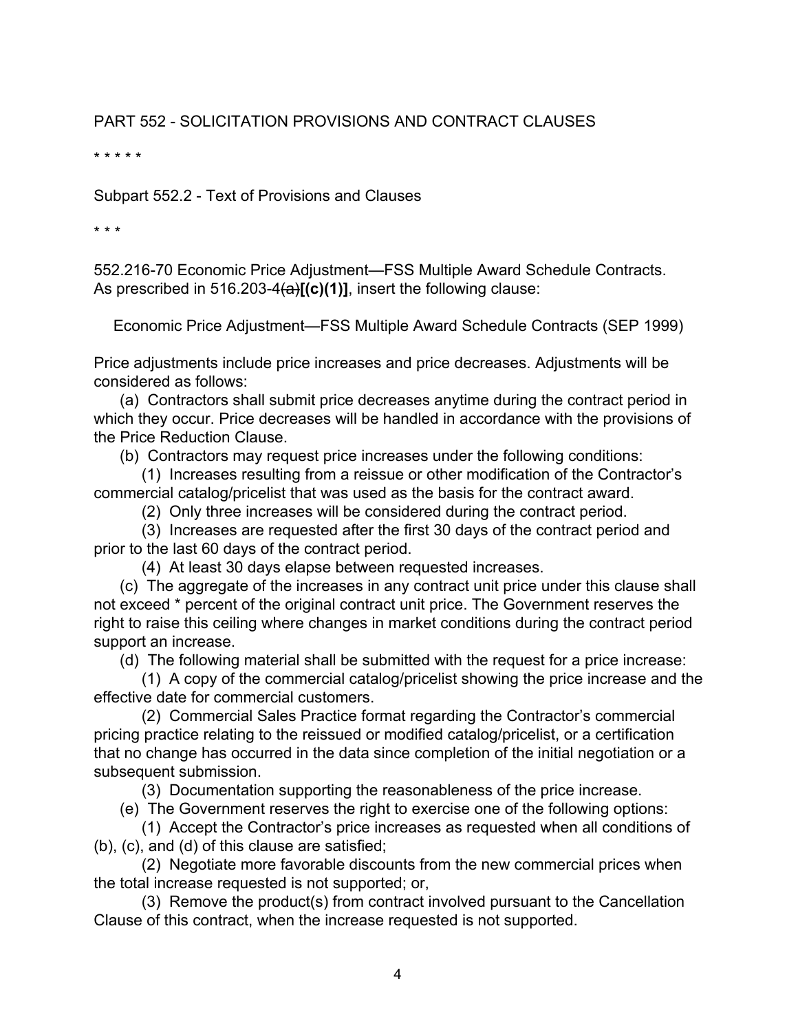PART 552 - SOLICITATION PROVISIONS AND CONTRACT CLAUSES

\* \* \* \* \*

Subpart 552.2 - Text of Provisions and Clauses

\* \* \*

552.216-70 Economic Price Adjustment—FSS Multiple Award Schedule Contracts. As prescribed in 516.203-4~~(a)~~**[(c)(1)]**, insert the following clause:

Economic Price Adjustment—FSS Multiple Award Schedule Contracts (SEP 1999)

Price adjustments include price increases and price decreases. Adjustments will be considered as follows:

(a) Contractors shall submit price decreases anytime during the contract period in which they occur. Price decreases will be handled in accordance with the provisions of the Price Reduction Clause.

(b) Contractors may request price increases under the following conditions:

(1) Increases resulting from a reissue or other modification of the Contractor's commercial catalog/pricelist that was used as the basis for the contract award.

(2) Only three increases will be considered during the contract period.

(3) Increases are requested after the first 30 days of the contract period and prior to the last 60 days of the contract period.

(4) At least 30 days elapse between requested increases.

(c) The aggregate of the increases in any contract unit price under this clause shall not exceed * percent of the original contract unit price. The Government reserves the right to raise this ceiling where changes in market conditions during the contract period support an increase.

(d) The following material shall be submitted with the request for a price increase:

(1) A copy of the commercial catalog/pricelist showing the price increase and the effective date for commercial customers.

(2) Commercial Sales Practice format regarding the Contractor's commercial pricing practice relating to the reissued or modified catalog/pricelist, or a certification that no change has occurred in the data since completion of the initial negotiation or a subsequent submission.

(3) Documentation supporting the reasonableness of the price increase.

(e) The Government reserves the right to exercise one of the following options:

(1) Accept the Contractor's price increases as requested when all conditions of (b), (c), and (d) of this clause are satisfied;

(2) Negotiate more favorable discounts from the new commercial prices when the total increase requested is not supported; or,

(3) Remove the product(s) from contract involved pursuant to the Cancellation Clause of this contract, when the increase requested is not supported.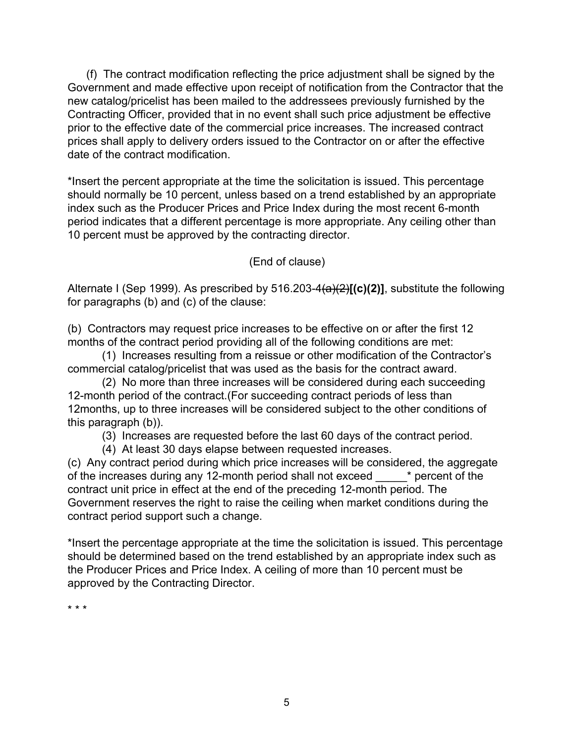(f) The contract modification reflecting the price adjustment shall be signed by the Government and made effective upon receipt of notification from the Contractor that the new catalog/pricelist has been mailed to the addressees previously furnished by the Contracting Officer, provided that in no event shall such price adjustment be effective prior to the effective date of the commercial price increases. The increased contract prices shall apply to delivery orders issued to the Contractor on or after the effective date of the contract modification.

*Insert the percent appropriate at the time the solicitation is issued. This percentage should normally be 10 percent, unless based on a trend established by an appropriate index such as the Producer Prices and Price Index during the most recent 6-month period indicates that a different percentage is more appropriate. Any ceiling other than 10 percent must be approved by the contracting director.

(End of clause)

Alternate I (Sep 1999). As prescribed by 516.203-4~~(a)(2)~~**[(c)(2)]**, substitute the following for paragraphs (b) and (c) of the clause:

(b) Contractors may request price increases to be effective on or after the first 12 months of the contract period providing all of the following conditions are met:

(1) Increases resulting from a reissue or other modification of the Contractor's commercial catalog/pricelist that was used as the basis for the contract award.

(2) No more than three increases will be considered during each succeeding 12-month period of the contract.(For succeeding contract periods of less than 12months, up to three increases will be considered subject to the other conditions of this paragraph (b)).

(3) Increases are requested before the last 60 days of the contract period.

(4) At least 30 days elapse between requested increases.

(c) Any contract period during which price increases will be considered, the aggregate of the increases during any 12-month period shall not exceed _____* percent of the contract unit price in effect at the end of the preceding 12-month period. The Government reserves the right to raise the ceiling when market conditions during the contract period support such a change.

*Insert the percentage appropriate at the time the solicitation is issued. This percentage should be determined based on the trend established by an appropriate index such as the Producer Prices and Price Index. A ceiling of more than 10 percent must be approved by the Contracting Director.

* * *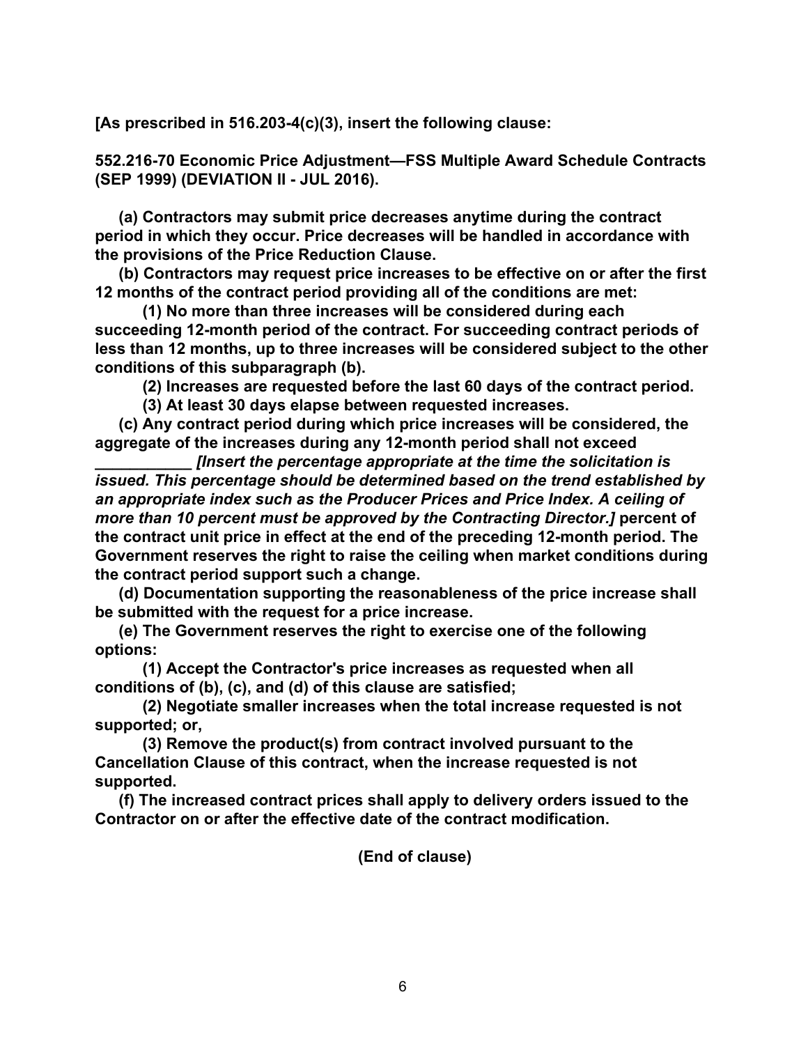**[As prescribed in 516.203-4(c)(3), insert the following clause:**

**552.216-70 Economic Price Adjustment—FSS Multiple Award Schedule Contracts (SEP 1999) (DEVIATION II - JUL 2016).**

**(a) Contractors may submit price decreases anytime during the contract period in which they occur. Price decreases will be handled in accordance with the provisions of the Price Reduction Clause.**

**(b) Contractors may request price increases to be effective on or after the first 12 months of the contract period providing all of the conditions are met:**

**(1) No more than three increases will be considered during each succeeding 12-month period of the contract. For succeeding contract periods of less than 12 months, up to three increases will be considered subject to the other conditions of this subparagraph (b).**

**(2) Increases are requested before the last 60 days of the contract period.**

**(3) At least 30 days elapse between requested increases.**

**(c) Any contract period during which price increases will be considered, the aggregate of the increases during any 12-month period shall not exceed ___________ *[Insert the percentage appropriate at the time the solicitation is issued. This percentage should be determined based on the trend established by an appropriate index such as the Producer Prices and Price Index. A ceiling of more than 10 percent must be approved by the Contracting Director.]* percent of the contract unit price in effect at the end of the preceding 12-month period. The Government reserves the right to raise the ceiling when market conditions during the contract period support such a change.**

**(d) Documentation supporting the reasonableness of the price increase shall be submitted with the request for a price increase.**

**(e) The Government reserves the right to exercise one of the following options:**

**(1) Accept the Contractor's price increases as requested when all conditions of (b), (c), and (d) of this clause are satisfied;**

**(2) Negotiate smaller increases when the total increase requested is not supported; or,**

**(3) Remove the product(s) from contract involved pursuant to the Cancellation Clause of this contract, when the increase requested is not supported.**

**(f) The increased contract prices shall apply to delivery orders issued to the Contractor on or after the effective date of the contract modification.**

**(End of clause)**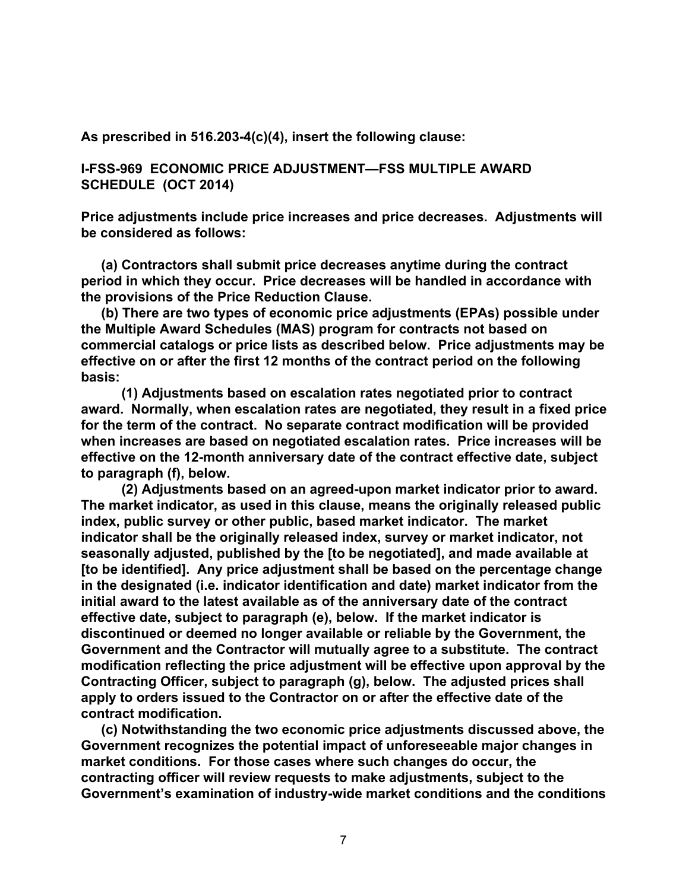**As prescribed in 516.203-4(c)(4), insert the following clause:**

**I-FSS-969 ECONOMIC PRICE ADJUSTMENT—FSS MULTIPLE AWARD SCHEDULE (OCT 2014)**

**Price adjustments include price increases and price decreases. Adjustments will be considered as follows:**

**(a) Contractors shall submit price decreases anytime during the contract period in which they occur. Price decreases will be handled in accordance with the provisions of the Price Reduction Clause.**

**(b) There are two types of economic price adjustments (EPAs) possible under the Multiple Award Schedules (MAS) program for contracts not based on commercial catalogs or price lists as described below. Price adjustments may be effective on or after the first 12 months of the contract period on the following basis:**

**(1) Adjustments based on escalation rates negotiated prior to contract award. Normally, when escalation rates are negotiated, they result in a fixed price for the term of the contract. No separate contract modification will be provided when increases are based on negotiated escalation rates. Price increases will be effective on the 12-month anniversary date of the contract effective date, subject to paragraph (f), below.**

**(2) Adjustments based on an agreed-upon market indicator prior to award. The market indicator, as used in this clause, means the originally released public index, public survey or other public, based market indicator. The market indicator shall be the originally released index, survey or market indicator, not seasonally adjusted, published by the [to be negotiated], and made available at [to be identified]. Any price adjustment shall be based on the percentage change in the designated (i.e. indicator identification and date) market indicator from the initial award to the latest available as of the anniversary date of the contract effective date, subject to paragraph (e), below. If the market indicator is discontinued or deemed no longer available or reliable by the Government, the Government and the Contractor will mutually agree to a substitute. The contract modification reflecting the price adjustment will be effective upon approval by the Contracting Officer, subject to paragraph (g), below. The adjusted prices shall apply to orders issued to the Contractor on or after the effective date of the contract modification.**

**(c) Notwithstanding the two economic price adjustments discussed above, the Government recognizes the potential impact of unforeseeable major changes in market conditions. For those cases where such changes do occur, the contracting officer will review requests to make adjustments, subject to the Government's examination of industry-wide market conditions and the conditions**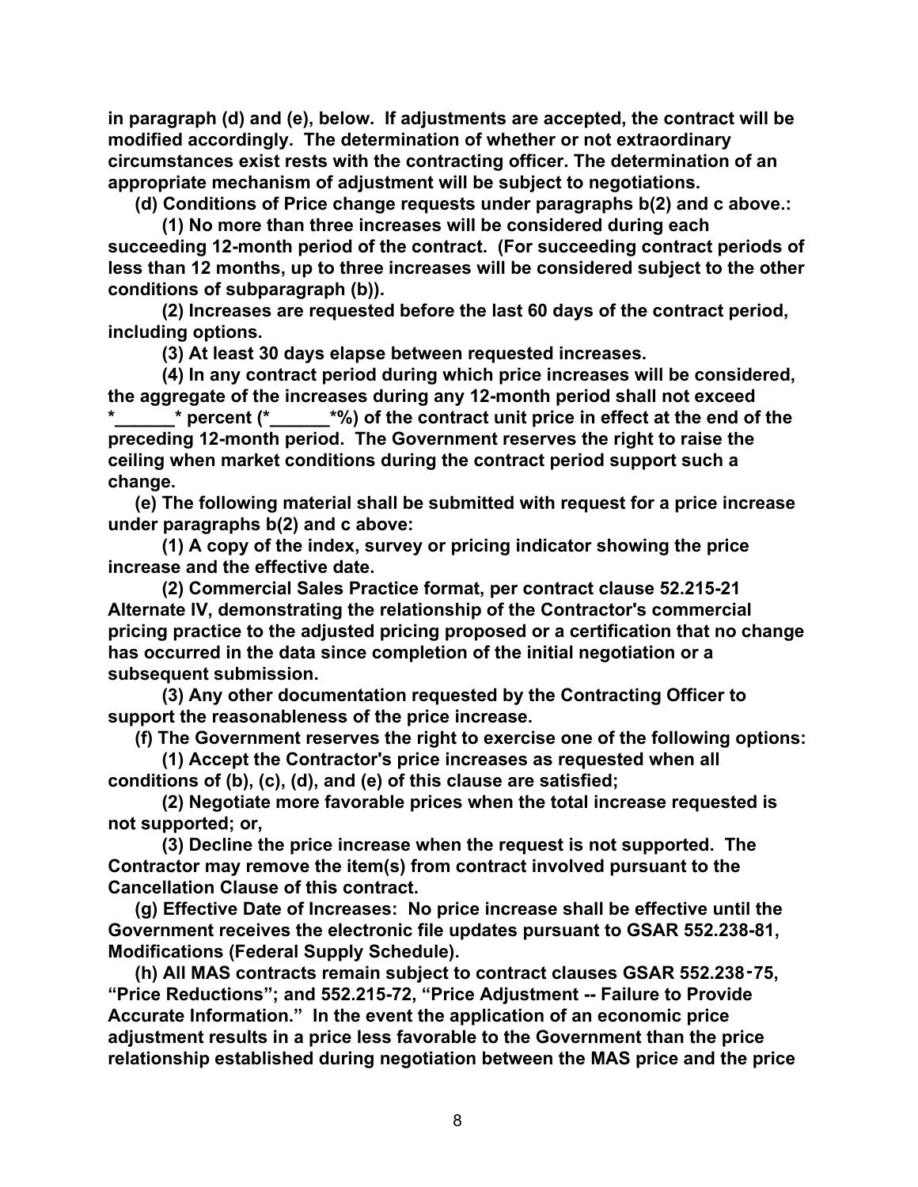**in paragraph (d) and (e), below. If adjustments are accepted, the contract will be modified accordingly. The determination of whether or not extraordinary circumstances exist rests with the contracting officer. The determination of an appropriate mechanism of adjustment will be subject to negotiations.**

**(d) Conditions of Price change requests under paragraphs b(2) and c above.:**

**(1) No more than three increases will be considered during each succeeding 12-month period of the contract. (For succeeding contract periods of less than 12 months, up to three increases will be considered subject to the other conditions of subparagraph (b)).**

**(2) Increases are requested before the last 60 days of the contract period, including options.**

**(3) At least 30 days elapse between requested increases.**

**(4) In any contract period during which price increases will be considered, the aggregate of the increases during any 12-month period shall not exceed *______* percent (*______*%) of the contract unit price in effect at the end of the preceding 12-month period. The Government reserves the right to raise the ceiling when market conditions during the contract period support such a change.**

**(e) The following material shall be submitted with request for a price increase under paragraphs b(2) and c above:**

**(1) A copy of the index, survey or pricing indicator showing the price increase and the effective date.**

**(2) Commercial Sales Practice format, per contract clause 52.215-21 Alternate IV, demonstrating the relationship of the Contractor's commercial pricing practice to the adjusted pricing proposed or a certification that no change has occurred in the data since completion of the initial negotiation or a subsequent submission.**

**(3) Any other documentation requested by the Contracting Officer to support the reasonableness of the price increase.**

**(f) The Government reserves the right to exercise one of the following options:**

**(1) Accept the Contractor's price increases as requested when all conditions of (b), (c), (d), and (e) of this clause are satisfied;**

**(2) Negotiate more favorable prices when the total increase requested is not supported; or,**

**(3) Decline the price increase when the request is not supported. The Contractor may remove the item(s) from contract involved pursuant to the Cancellation Clause of this contract.**

**(g) Effective Date of Increases: No price increase shall be effective until the Government receives the electronic file updates pursuant to GSAR 552.238-81, Modifications (Federal Supply Schedule).**

**(h) All MAS contracts remain subject to contract clauses GSAR 552.238-75, "Price Reductions"; and 552.215-72, "Price Adjustment -- Failure to Provide Accurate Information." In the event the application of an economic price adjustment results in a price less favorable to the Government than the price relationship established during negotiation between the MAS price and the price**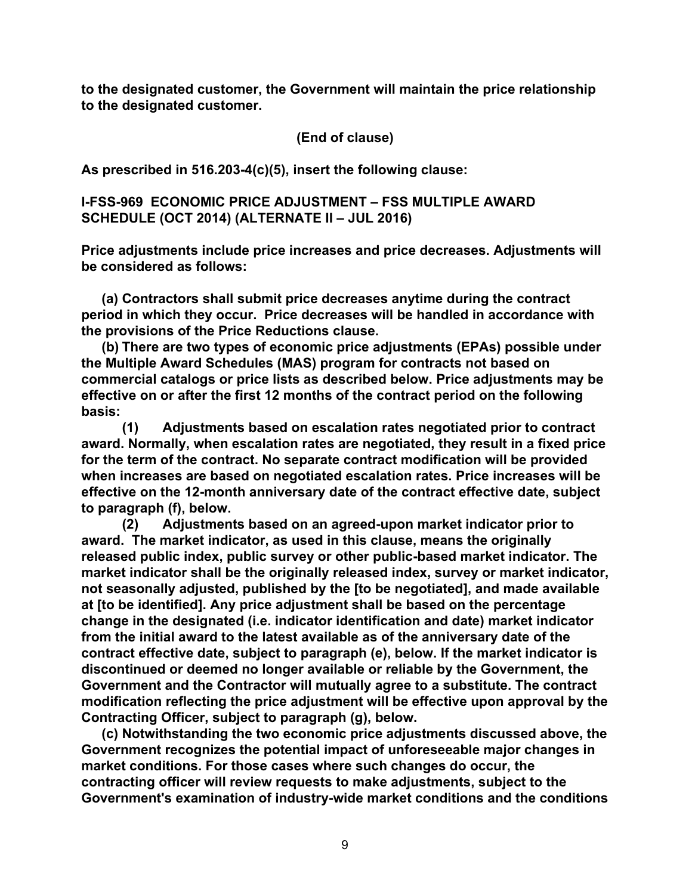**to the designated customer, the Government will maintain the price relationship to the designated customer.**

**(End of clause)**

**As prescribed in 516.203-4(c)(5), insert the following clause:**

**I-FSS-969 ECONOMIC PRICE ADJUSTMENT – FSS MULTIPLE AWARD SCHEDULE (OCT 2014) (ALTERNATE II – JUL 2016)**

**Price adjustments include price increases and price decreases. Adjustments will be considered as follows:**

**(a) Contractors shall submit price decreases anytime during the contract period in which they occur. Price decreases will be handled in accordance with the provisions of the Price Reductions clause.**

**(b) There are two types of economic price adjustments (EPAs) possible under the Multiple Award Schedules (MAS) program for contracts not based on commercial catalogs or price lists as described below. Price adjustments may be effective on or after the first 12 months of the contract period on the following basis:**

**(1) Adjustments based on escalation rates negotiated prior to contract award. Normally, when escalation rates are negotiated, they result in a fixed price for the term of the contract. No separate contract modification will be provided when increases are based on negotiated escalation rates. Price increases will be effective on the 12-month anniversary date of the contract effective date, subject to paragraph (f), below.**

**(2) Adjustments based on an agreed-upon market indicator prior to award. The market indicator, as used in this clause, means the originally released public index, public survey or other public-based market indicator. The market indicator shall be the originally released index, survey or market indicator, not seasonally adjusted, published by the [to be negotiated], and made available at [to be identified]. Any price adjustment shall be based on the percentage change in the designated (i.e. indicator identification and date) market indicator from the initial award to the latest available as of the anniversary date of the contract effective date, subject to paragraph (e), below. If the market indicator is discontinued or deemed no longer available or reliable by the Government, the Government and the Contractor will mutually agree to a substitute. The contract modification reflecting the price adjustment will be effective upon approval by the Contracting Officer, subject to paragraph (g), below.**

**(c) Notwithstanding the two economic price adjustments discussed above, the Government recognizes the potential impact of unforeseeable major changes in market conditions. For those cases where such changes do occur, the contracting officer will review requests to make adjustments, subject to the Government's examination of industry-wide market conditions and the conditions**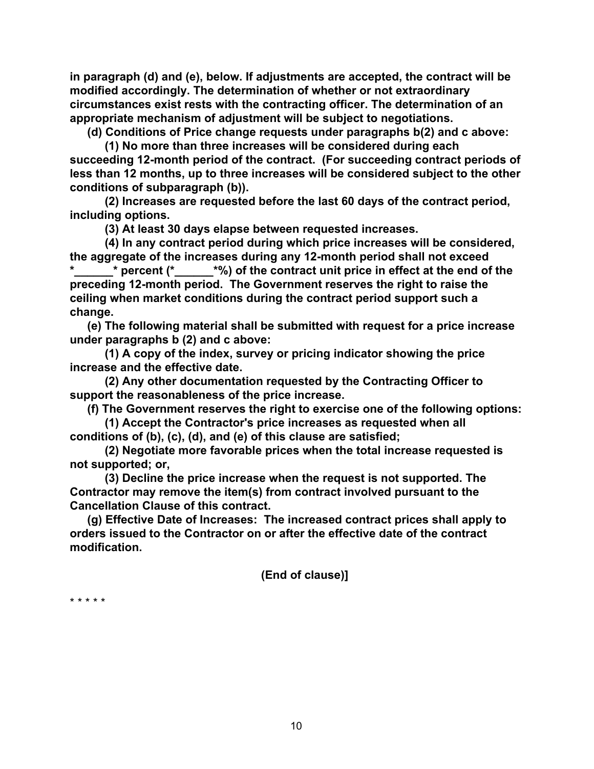**in paragraph (d) and (e), below. If adjustments are accepted, the contract will be modified accordingly. The determination of whether or not extraordinary circumstances exist rests with the contracting officer. The determination of an appropriate mechanism of adjustment will be subject to negotiations.**

**(d) Conditions of Price change requests under paragraphs b(2) and c above:**

**(1) No more than three increases will be considered during each succeeding 12-month period of the contract. (For succeeding contract periods of less than 12 months, up to three increases will be considered subject to the other conditions of subparagraph (b)).**

**(2) Increases are requested before the last 60 days of the contract period, including options.**

**(3) At least 30 days elapse between requested increases.**

**(4) In any contract period during which price increases will be considered, the aggregate of the increases during any 12-month period shall not exceed *______* percent (*______*%) of the contract unit price in effect at the end of the preceding 12-month period. The Government reserves the right to raise the ceiling when market conditions during the contract period support such a change.**

**(e) The following material shall be submitted with request for a price increase under paragraphs b (2) and c above:**

**(1) A copy of the index, survey or pricing indicator showing the price increase and the effective date.**

**(2) Any other documentation requested by the Contracting Officer to support the reasonableness of the price increase.**

**(f) The Government reserves the right to exercise one of the following options:**

**(1) Accept the Contractor's price increases as requested when all conditions of (b), (c), (d), and (e) of this clause are satisfied;**

**(2) Negotiate more favorable prices when the total increase requested is not supported; or,**

**(3) Decline the price increase when the request is not supported. The Contractor may remove the item(s) from contract involved pursuant to the Cancellation Clause of this contract.**

**(g) Effective Date of Increases: The increased contract prices shall apply to orders issued to the Contractor on or after the effective date of the contract modification.**

**(End of clause)]**

* * * * *